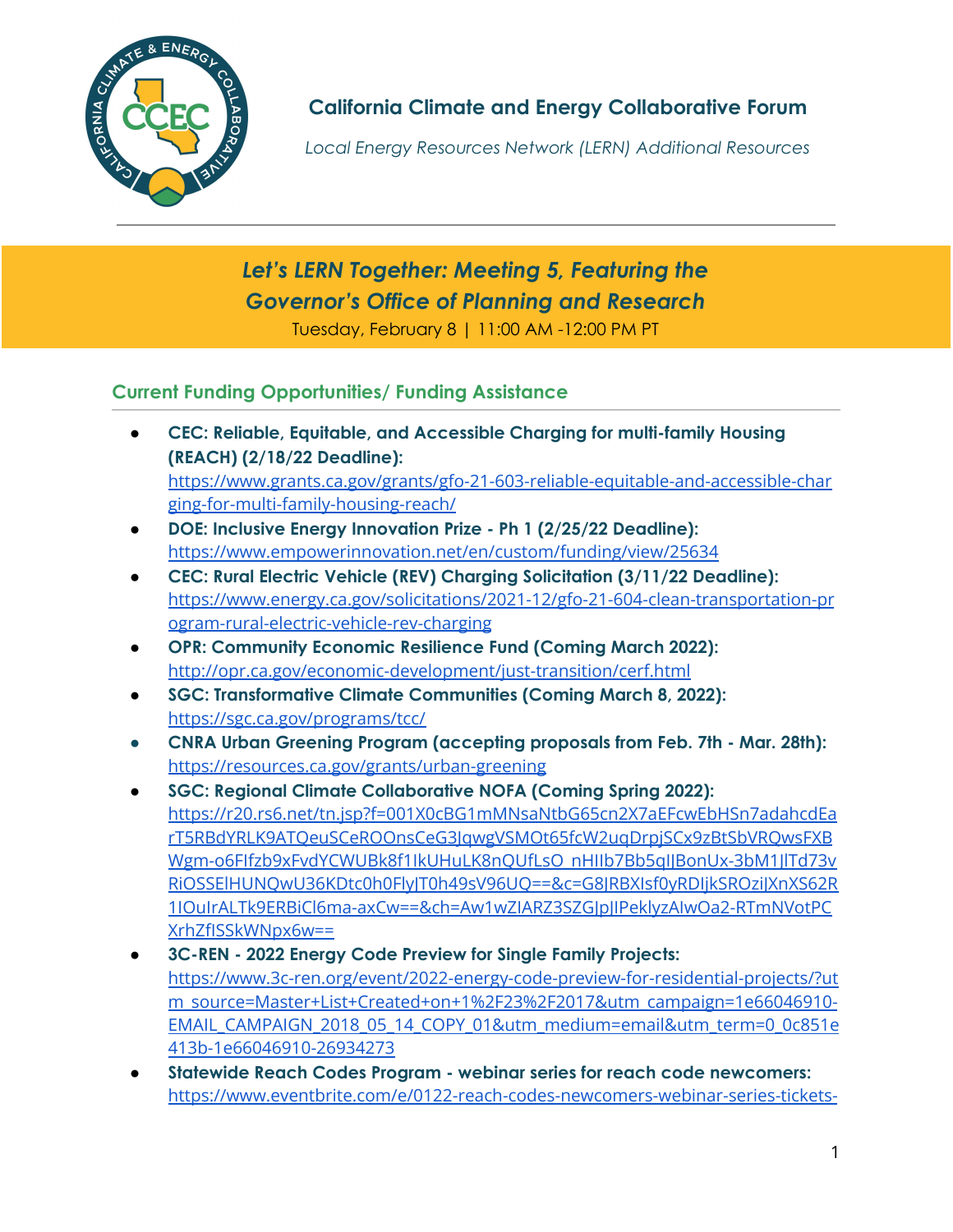# California Climate and Energy Collaborative Forum

*Local Energy Resources Network (LERN) Additional Resources*

## *Let's LERN Together: Meeting 5, Featuring the Governor's Office of Planning and Research*

Tuesday, February 8 | 11:00 AM -12:00 PM PT

### Current Funding Opportunities/ Funding Assistance

- **CEC: Reliable, Equitable, and Accessible Charging for multi-family Housing (REACH) (2/18/22 Deadline):** https://www.grants.ca.gov/grants/gfo-21-603-reliable-equitable-and-accessible-charging-for-multi-family-housing-reach/
- **DOE: Inclusive Energy Innovation Prize - Ph 1 (2/25/22 Deadline):** https://www.empowerinnovation.net/en/custom/funding/view/25634
- **CEC: Rural Electric Vehicle (REV) Charging Solicitation (3/11/22 Deadline):** https://www.energy.ca.gov/solicitations/2021-12/gfo-21-604-clean-transportation-program-rural-electric-vehicle-rev-charging
- **OPR: Community Economic Resilience Fund (Coming March 2022):** http://opr.ca.gov/economic-development/just-transition/cerf.html
- **SGC: Transformative Climate Communities (Coming March 8, 2022):** https://sgc.ca.gov/programs/tcc/
- **CNRA Urban Greening Program (accepting proposals from Feb. 7th - Mar. 28th):** https://resources.ca.gov/grants/urban-greening
- **SGC: Regional Climate Collaborative NOFA (Coming Spring 2022):** https://r20.rs6.net/tn.jsp?f=001X0cBG1mMNsaNtbG65cn2X7aEFcwEbHSn7adahcdEarT5RBdYRLK9ATQeuSCeROOnsCeG3JqwgVSMOt65fcW2uqDrpjSCx9zBtSbVRQwsFXBWgm-o6FIfzb9xFvdYCWUBk8f1IkUHuLK8nQUfLsO_nHIIb7Bb5qIJBonUx-3bM1JlTd73vRiOSSElHUNQwU36KDtc0h0FlyJT0h49sV96UQ==&c=G8JRBXIsf0yRDIjkSROziJXnXS62R1IOuIrALTk9ERBiCl6ma-axCw==&ch=Aw1wZIARZ3SZGJpJIPeklyzAIwOa2-RTmNVotPCXrhZfISSkWNpx6w==
- **3C-REN - 2022 Energy Code Preview for Single Family Projects:** https://www.3c-ren.org/event/2022-energy-code-preview-for-residential-projects/?utm_source=Master+List+Created+on+1%2F23%2F2017&utm_campaign=1e66046910-EMAIL_CAMPAIGN_2018_05_14_COPY_01&utm_medium=email&utm_term=0_0c851e413b-1e66046910-26934273
- **Statewide Reach Codes Program - webinar series for reach code newcomers:** https://www.eventbrite.com/e/0122-reach-codes-newcomers-webinar-series-tickets-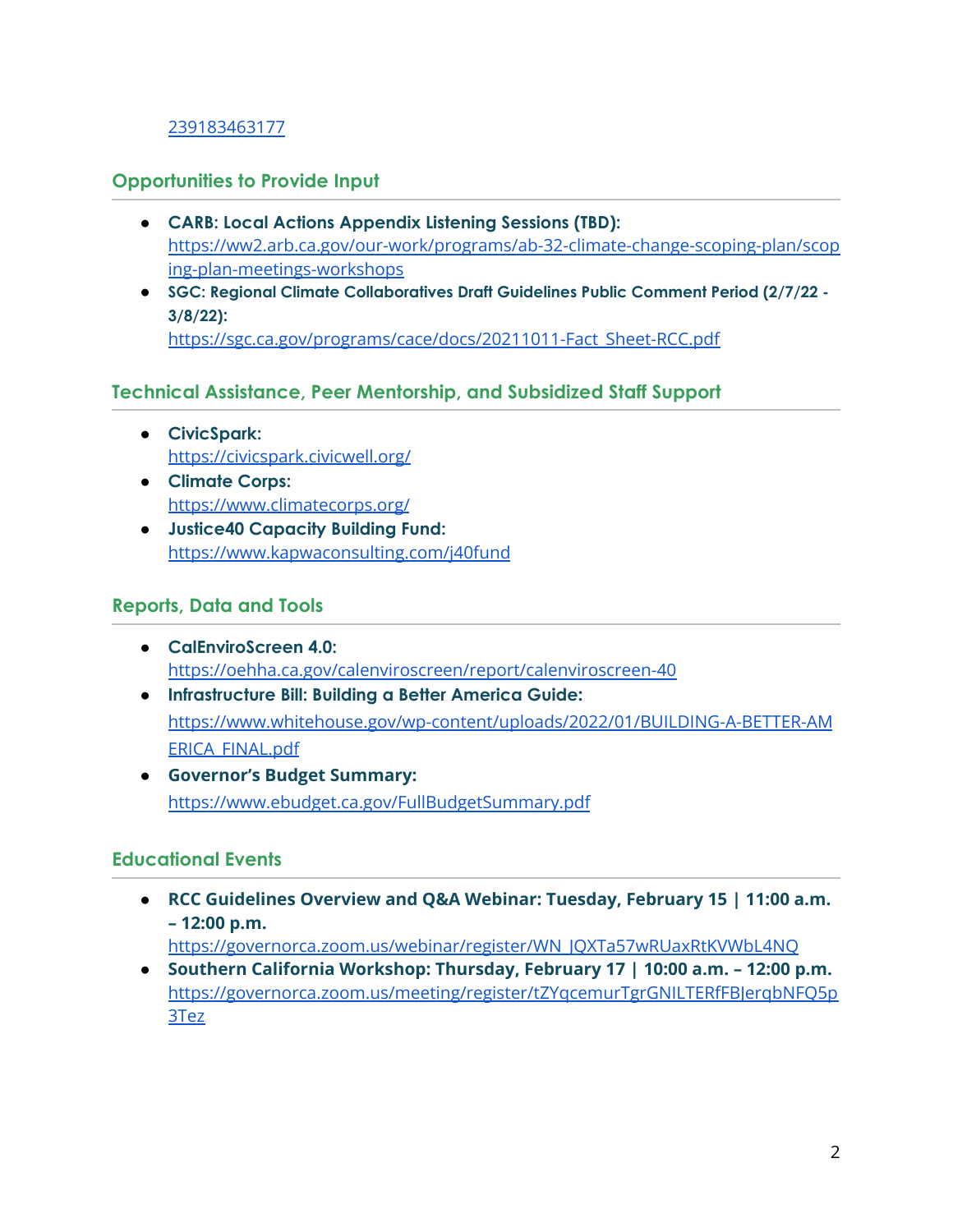[239183463177](239183463177)

## Opportunities to Provide Input

- **CARB: Local Actions Appendix Listening Sessions (TBD):**
  https://ww2.arb.ca.gov/our-work/programs/ab-32-climate-change-scoping-plan/scoping-plan-meetings-workshops
- **SGC: Regional Climate Collaboratives Draft Guidelines Public Comment Period (2/7/22 - 3/8/22):**
  https://sgc.ca.gov/programs/cace/docs/20211011-Fact_Sheet-RCC.pdf

## Technical Assistance, Peer Mentorship, and Subsidized Staff Support

- **CivicSpark:**
  https://civicspark.civicwell.org/
- **Climate Corps:**
  https://www.climatecorps.org/
- **Justice40 Capacity Building Fund:**
  https://www.kapwaconsulting.com/j40fund

## Reports, Data and Tools

- **CalEnviroScreen 4.0:**
  https://oehha.ca.gov/calenviroscreen/report/calenviroscreen-40
- **Infrastructure Bill: Building a Better America Guide:**
  https://www.whitehouse.gov/wp-content/uploads/2022/01/BUILDING-A-BETTER-AMERICA_FINAL.pdf
- **Governor's Budget Summary:**
  https://www.ebudget.ca.gov/FullBudgetSummary.pdf

## Educational Events

- **RCC Guidelines Overview and Q&A Webinar: Tuesday, February 15 | 11:00 a.m. – 12:00 p.m.**
  https://governorca.zoom.us/webinar/register/WN_JQXTa57wRUaxRtKVWbL4NQ
- **Southern California Workshop: Thursday, February 17 | 10:00 a.m. – 12:00 p.m.**
  https://governorca.zoom.us/meeting/register/tZYqcemurTgrGNILTERfFBJerqbNFQ5p3Tez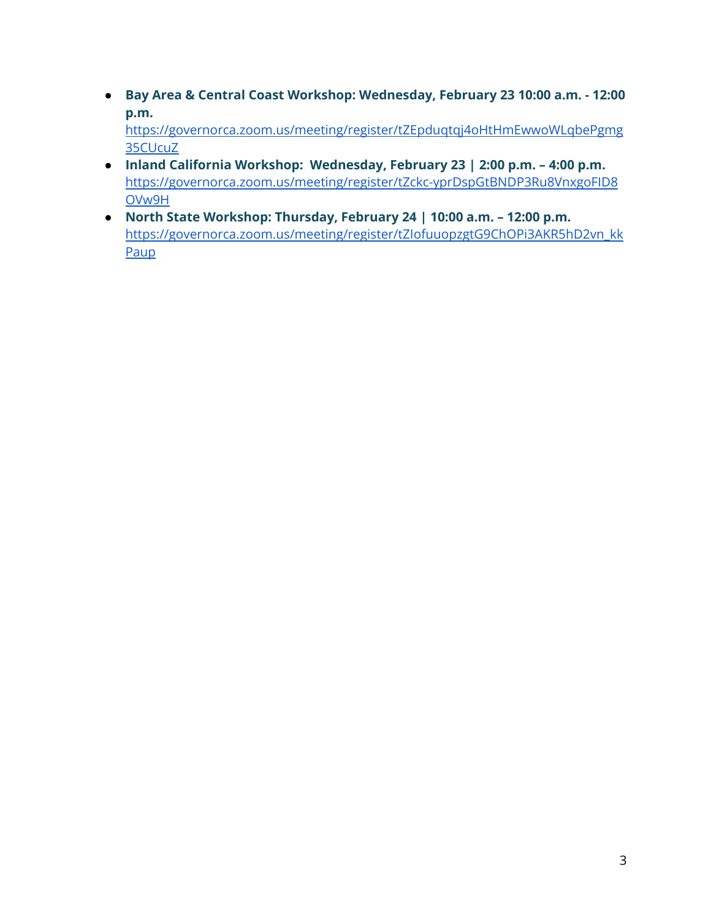- **Bay Area & Central Coast Workshop: Wednesday, February 23 10:00 a.m. - 12:00 p.m.** https://governorca.zoom.us/meeting/register/tZEpduqtqj4oHtHmEwwoWLqbePgmg35CUcuZ
- **Inland California Workshop: Wednesday, February 23 | 2:00 p.m. – 4:00 p.m.** https://governorca.zoom.us/meeting/register/tZckc-yprDspGtBNDP3Ru8VnxgoFID8OVw9H
- **North State Workshop: Thursday, February 24 | 10:00 a.m. – 12:00 p.m.** https://governorca.zoom.us/meeting/register/tZIofuuopzgtG9ChOPi3AKR5hD2vn_kkPaup